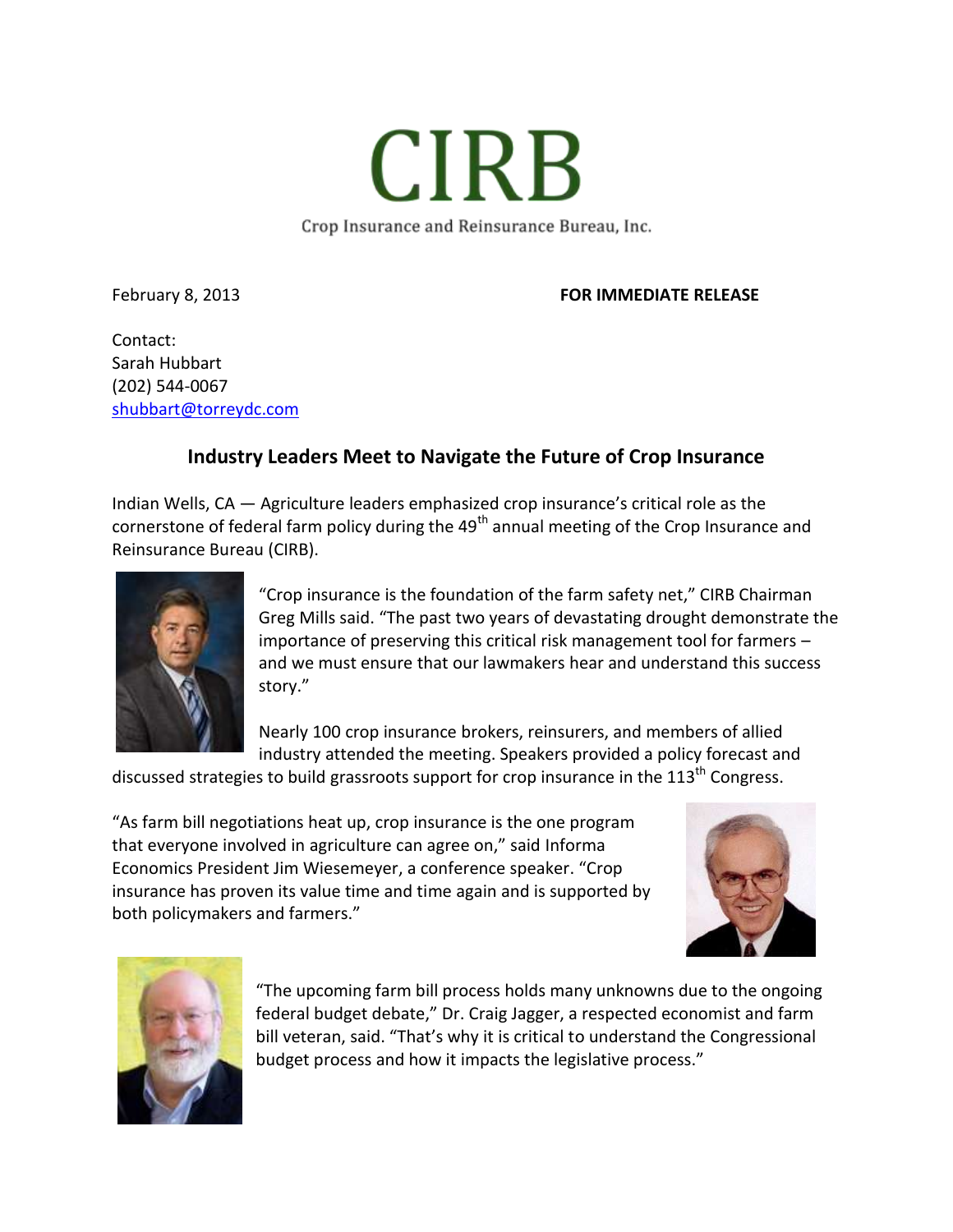# CIRB

Crop Insurance and Reinsurance Bureau, Inc.

February 8, 2013 **FOR IMMEDIATE RELEASE**

Contact:
Sarah Hubbart
(202) 544-0067
shubbart@torreydc.com

## Industry Leaders Meet to Navigate the Future of Crop Insurance

Indian Wells, CA — Agriculture leaders emphasized crop insurance's critical role as the cornerstone of federal farm policy during the 49th annual meeting of the Crop Insurance and Reinsurance Bureau (CIRB).

"Crop insurance is the foundation of the farm safety net," CIRB Chairman Greg Mills said. "The past two years of devastating drought demonstrate the importance of preserving this critical risk management tool for farmers – and we must ensure that our lawmakers hear and understand this success story."

Nearly 100 crop insurance brokers, reinsurers, and members of allied industry attended the meeting. Speakers provided a policy forecast and discussed strategies to build grassroots support for crop insurance in the 113th Congress.

"As farm bill negotiations heat up, crop insurance is the one program that everyone involved in agriculture can agree on," said Informa Economics President Jim Wiesemeyer, a conference speaker. "Crop insurance has proven its value time and time again and is supported by both policymakers and farmers."

"The upcoming farm bill process holds many unknowns due to the ongoing federal budget debate," Dr. Craig Jagger, a respected economist and farm bill veteran, said. "That's why it is critical to understand the Congressional budget process and how it impacts the legislative process."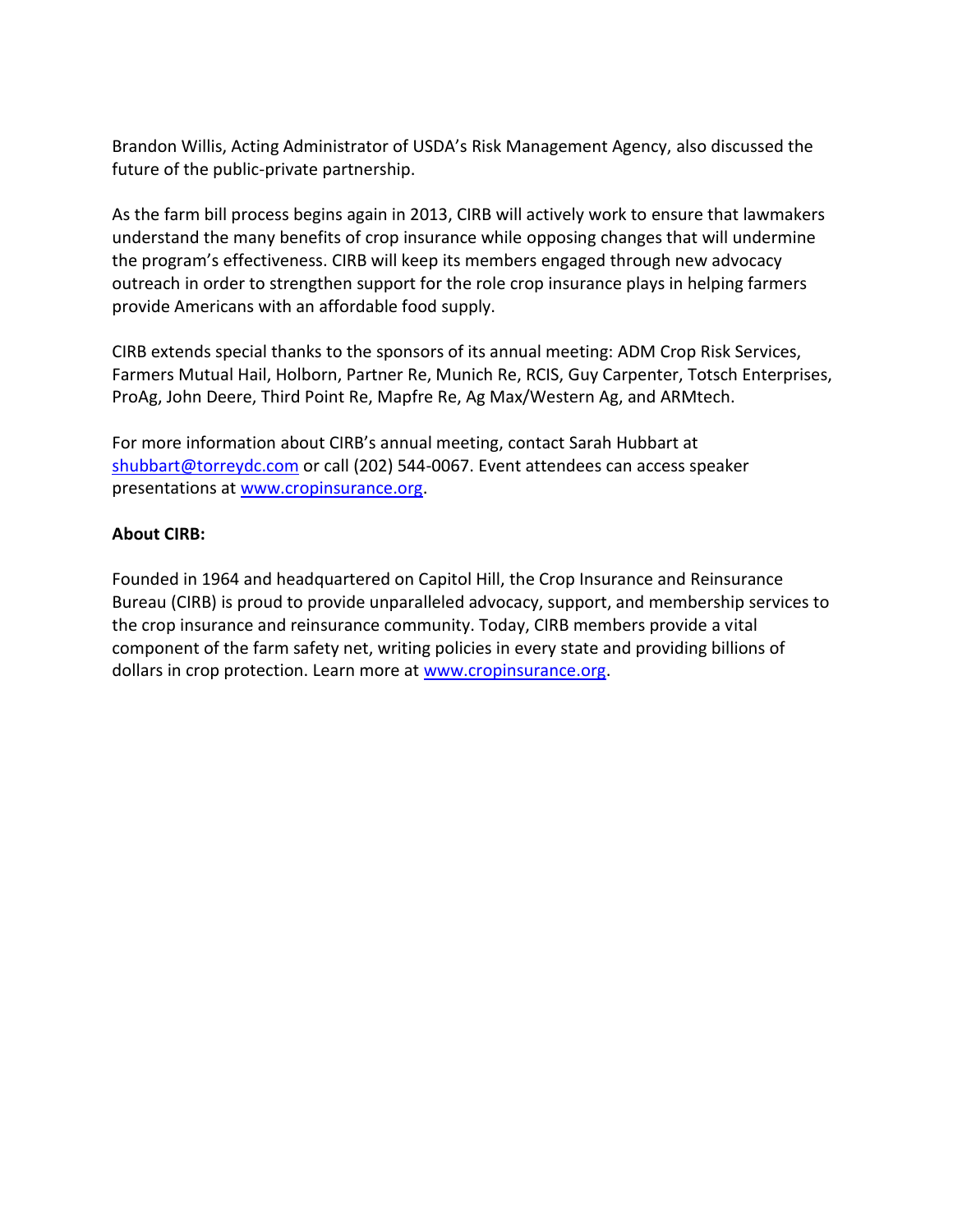Brandon Willis, Acting Administrator of USDA's Risk Management Agency, also discussed the future of the public-private partnership.

As the farm bill process begins again in 2013, CIRB will actively work to ensure that lawmakers understand the many benefits of crop insurance while opposing changes that will undermine the program's effectiveness. CIRB will keep its members engaged through new advocacy outreach in order to strengthen support for the role crop insurance plays in helping farmers provide Americans with an affordable food supply.

CIRB extends special thanks to the sponsors of its annual meeting: ADM Crop Risk Services, Farmers Mutual Hail, Holborn, Partner Re, Munich Re, RCIS, Guy Carpenter, Totsch Enterprises, ProAg, John Deere, Third Point Re, Mapfre Re, Ag Max/Western Ag, and ARMtech.

For more information about CIRB's annual meeting, contact Sarah Hubbart at shubbart@torreydc.com or call (202) 544-0067. Event attendees can access speaker presentations at www.cropinsurance.org.

**About CIRB:**

Founded in 1964 and headquartered on Capitol Hill, the Crop Insurance and Reinsurance Bureau (CIRB) is proud to provide unparalleled advocacy, support, and membership services to the crop insurance and reinsurance community. Today, CIRB members provide a vital component of the farm safety net, writing policies in every state and providing billions of dollars in crop protection. Learn more at www.cropinsurance.org.